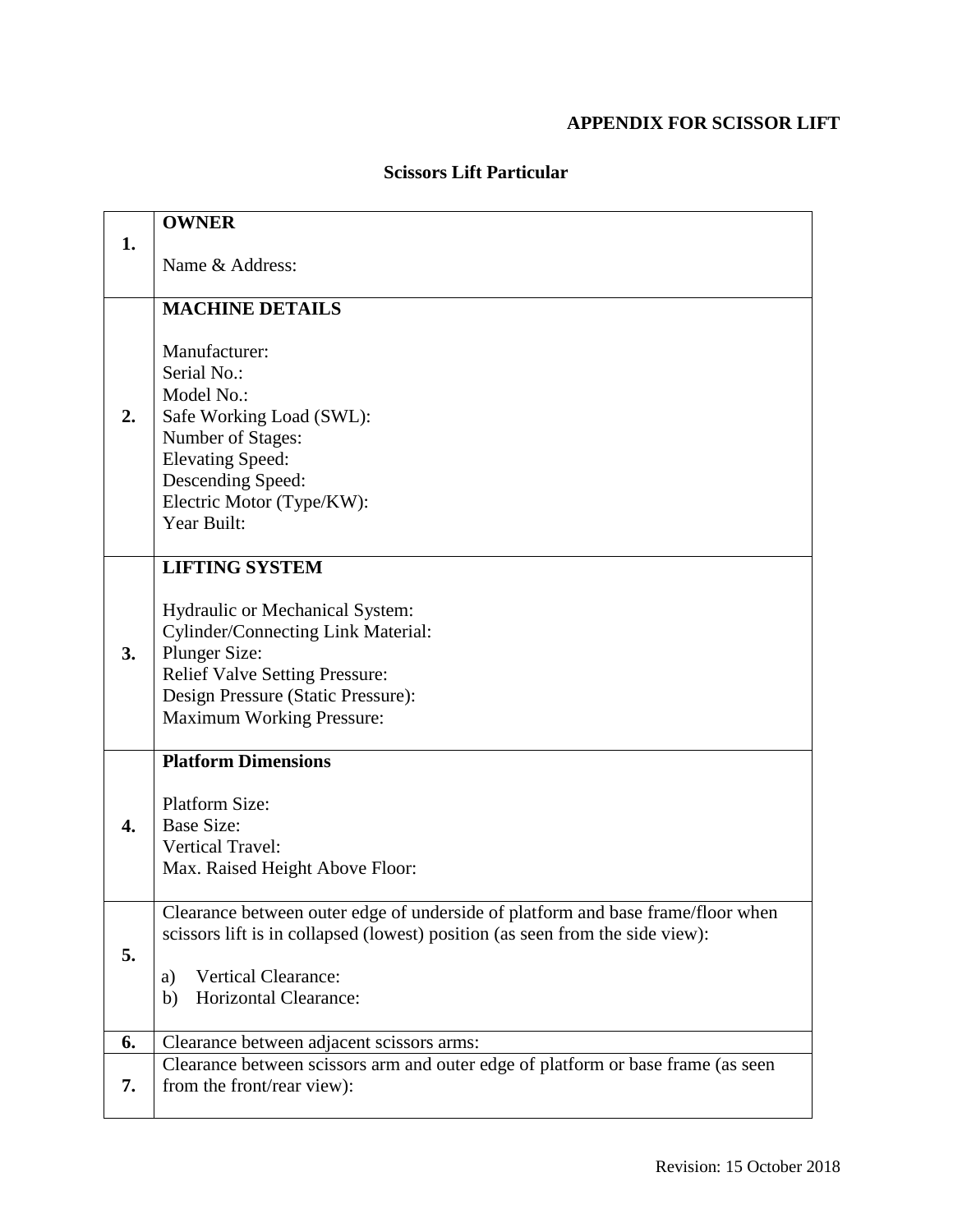**APPENDIX FOR SCISSOR LIFT**

**Scissors Lift Particular**

| | |
|---|---|
| **1.** | **OWNER**<br><br>Name & Address: |
| **2.** | **MACHINE DETAILS**<br><br>Manufacturer:<br>Serial No.:<br>Model No.:<br>Safe Working Load (SWL):<br>Number of Stages:<br>Elevating Speed:<br>Descending Speed:<br>Electric Motor (Type/KW):<br>Year Built: |
| **3.** | **LIFTING SYSTEM**<br><br>Hydraulic or Mechanical System:<br>Cylinder/Connecting Link Material:<br>Plunger Size:<br>Relief Valve Setting Pressure:<br>Design Pressure (Static Pressure):<br>Maximum Working Pressure: |
| **4.** | **Platform Dimensions**<br><br>Platform Size:<br>Base Size:<br>Vertical Travel:<br>Max. Raised Height Above Floor: |
| **5.** | Clearance between outer edge of underside of platform and base frame/floor when scissors lift is in collapsed (lowest) position (as seen from the side view):<br><br>a) Vertical Clearance:<br>b) Horizontal Clearance: |
| **6.** | Clearance between adjacent scissors arms: |
| **7.** | Clearance between scissors arm and outer edge of platform or base frame (as seen from the front/rear view): |

Revision: 15 October 2018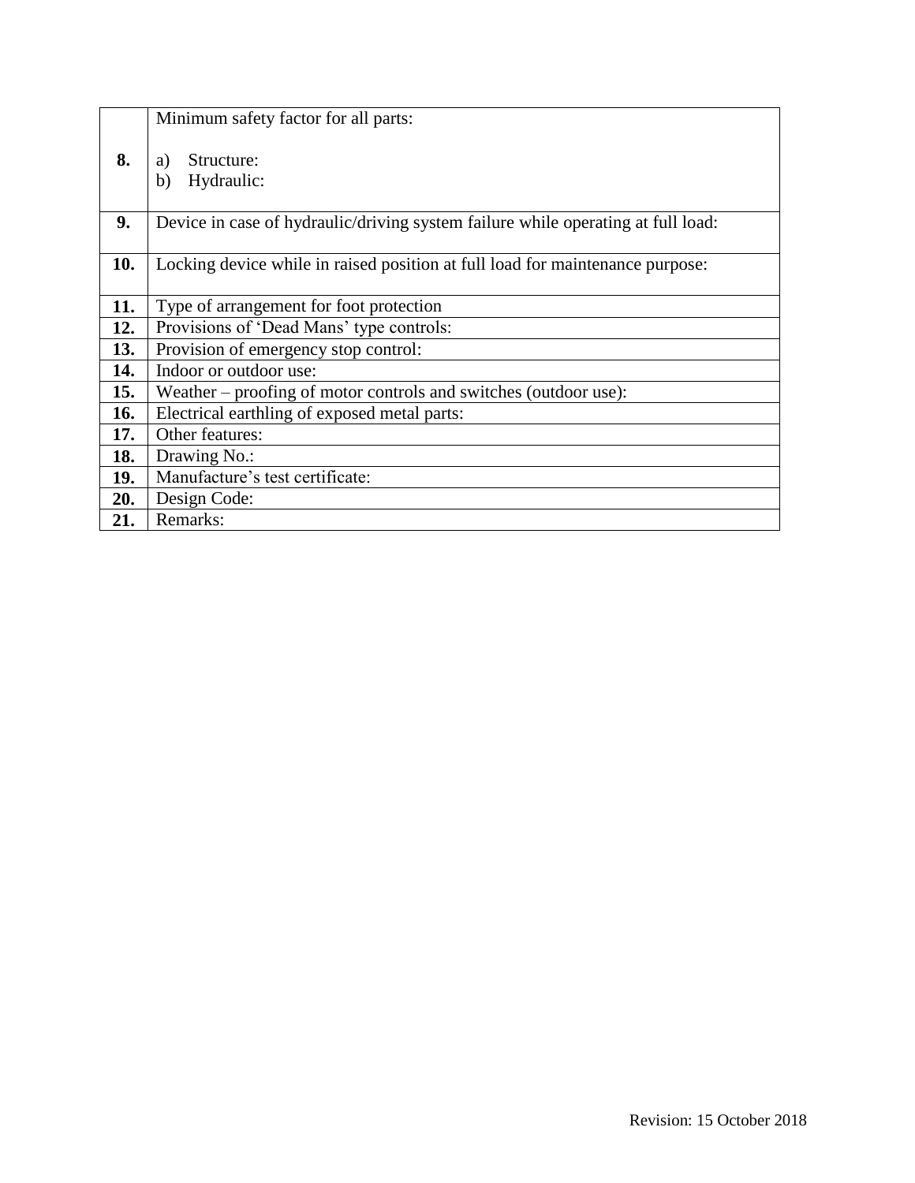| | |
|---|---|
| **8.** | Minimum safety factor for all parts:<br><br>a) Structure:<br>b) Hydraulic: |
| **9.** | Device in case of hydraulic/driving system failure while operating at full load: |
| **10.** | Locking device while in raised position at full load for maintenance purpose: |
| **11.** | Type of arrangement for foot protection |
| **12.** | Provisions of 'Dead Mans' type controls: |
| **13.** | Provision of emergency stop control: |
| **14.** | Indoor or outdoor use: |
| **15.** | Weather – proofing of motor controls and switches (outdoor use): |
| **16.** | Electrical earthling of exposed metal parts: |
| **17.** | Other features: |
| **18.** | Drawing No.: |
| **19.** | Manufacture's test certificate: |
| **20.** | Design Code: |
| **21.** | Remarks: |

Revision: 15 October 2018